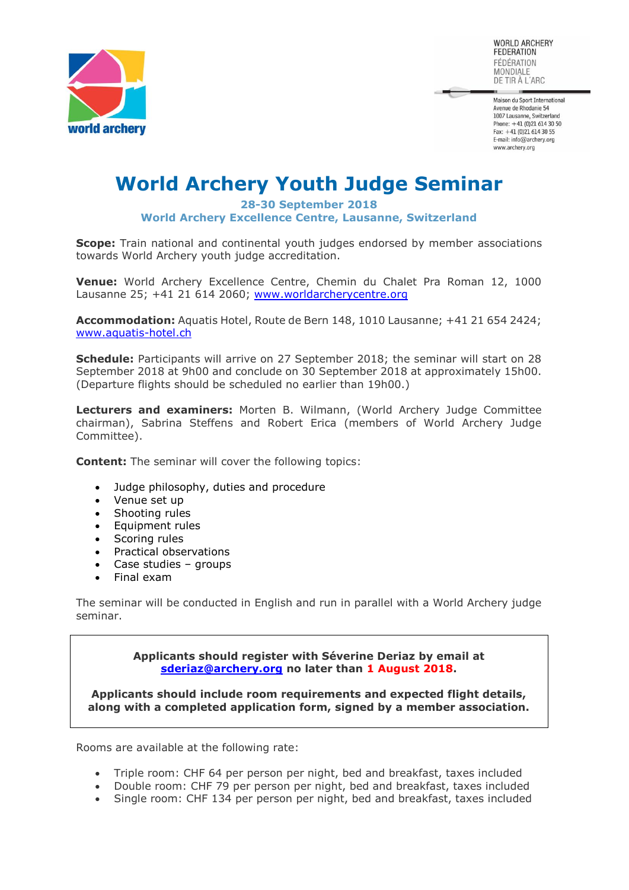WORLD ARCHERY FEDERATION
FÉDÉRATION MONDIALE DE TIR À L'ARC

Maison du Sport International
Avenue de Rhodanie 54
1007 Lausanne, Switzerland
Phone: +41 (0)21 614 30 50
Fax: +41 (0)21 614 30 55
E-mail: info@archery.org
www.archery.org

# World Archery Youth Judge Seminar

**28-30 September 2018**
**World Archery Excellence Centre, Lausanne, Switzerland**

**Scope:** Train national and continental youth judges endorsed by member associations towards World Archery youth judge accreditation.

**Venue:** World Archery Excellence Centre, Chemin du Chalet Pra Roman 12, 1000 Lausanne 25; +41 21 614 2060; www.worldarcherycentre.org

**Accommodation:** Aquatis Hotel, Route de Bern 148, 1010 Lausanne; +41 21 654 2424; www.aquatis-hotel.ch

**Schedule:** Participants will arrive on 27 September 2018; the seminar will start on 28 September 2018 at 9h00 and conclude on 30 September 2018 at approximately 15h00. (Departure flights should be scheduled no earlier than 19h00.)

**Lecturers and examiners:** Morten B. Wilmann, (World Archery Judge Committee chairman), Sabrina Steffens and Robert Erica (members of World Archery Judge Committee).

**Content:** The seminar will cover the following topics:

- Judge philosophy, duties and procedure
- Venue set up
- Shooting rules
- Equipment rules
- Scoring rules
- Practical observations
- Case studies – groups
- Final exam

The seminar will be conducted in English and run in parallel with a World Archery judge seminar.

**Applicants should register with Séverine Deriaz by email at sderiaz@archery.org no later than 1 August 2018.**

**Applicants should include room requirements and expected flight details, along with a completed application form, signed by a member association.**

Rooms are available at the following rate:

- Triple room: CHF 64 per person per night, bed and breakfast, taxes included
- Double room: CHF 79 per person per night, bed and breakfast, taxes included
- Single room: CHF 134 per person per night, bed and breakfast, taxes included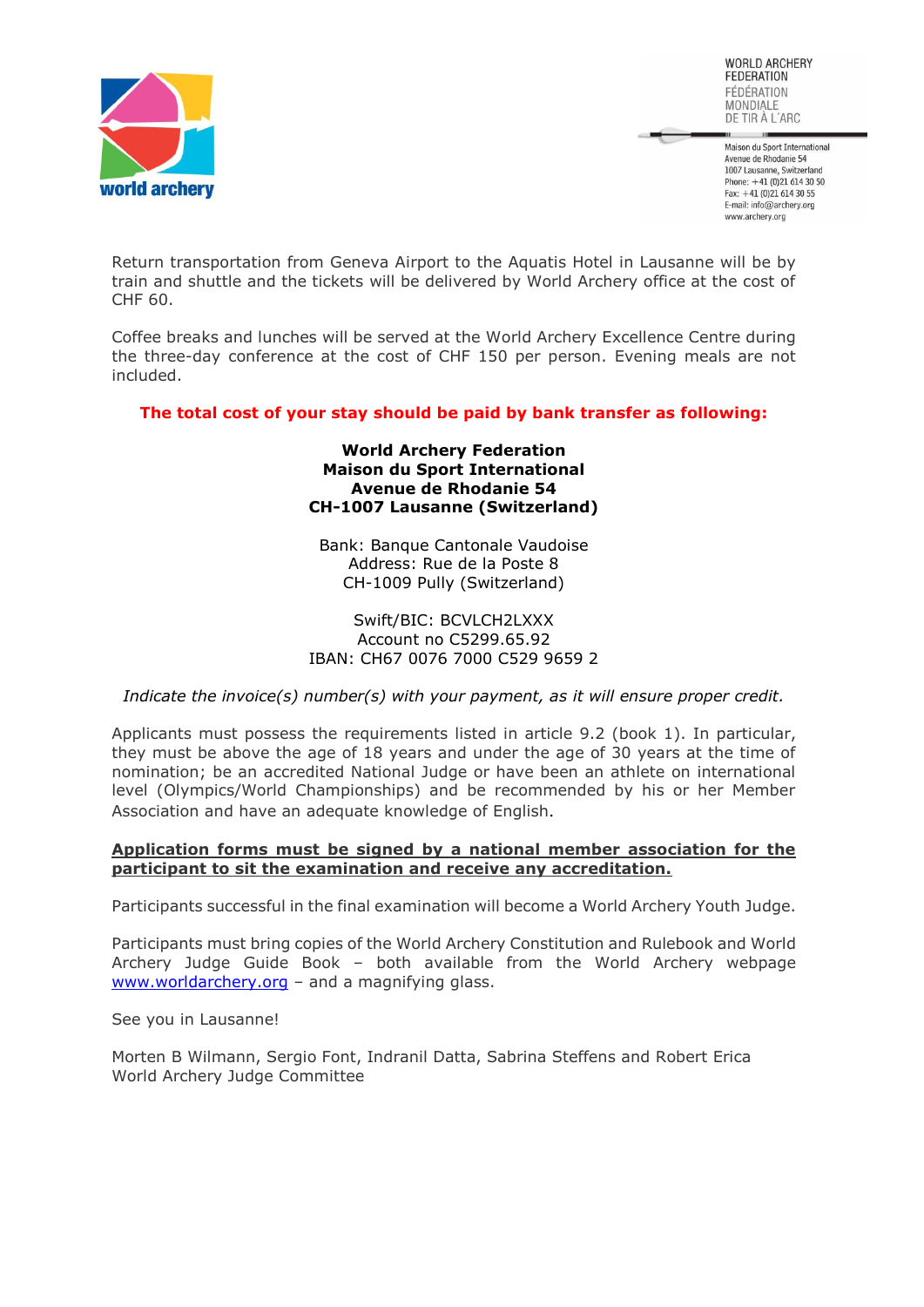Return transportation from Geneva Airport to the Aquatis Hotel in Lausanne will be by train and shuttle and the tickets will be delivered by World Archery office at the cost of CHF 60.

Coffee breaks and lunches will be served at the World Archery Excellence Centre during the three-day conference at the cost of CHF 150 per person. Evening meals are not included.

**The total cost of your stay should be paid by bank transfer as following:**

**World Archery Federation**
**Maison du Sport International**
**Avenue de Rhodanie 54**
**CH-1007 Lausanne (Switzerland)**

Bank: Banque Cantonale Vaudoise
Address: Rue de la Poste 8
CH-1009 Pully (Switzerland)

Swift/BIC: BCVLCH2LXXX
Account no C5299.65.92
IBAN: CH67 0076 7000 C529 9659 2

*Indicate the invoice(s) number(s) with your payment, as it will ensure proper credit.*

Applicants must possess the requirements listed in article 9.2 (book 1). In particular, they must be above the age of 18 years and under the age of 30 years at the time of nomination; be an accredited National Judge or have been an athlete on international level (Olympics/World Championships) and be recommended by his or her Member Association and have an adequate knowledge of English.

**Application forms must be signed by a national member association for the participant to sit the examination and receive any accreditation.**

Participants successful in the final examination will become a World Archery Youth Judge.

Participants must bring copies of the World Archery Constitution and Rulebook and World Archery Judge Guide Book – both available from the World Archery webpage www.worldarchery.org – and a magnifying glass.

See you in Lausanne!

Morten B Wilmann, Sergio Font, Indranil Datta, Sabrina Steffens and Robert Erica
World Archery Judge Committee